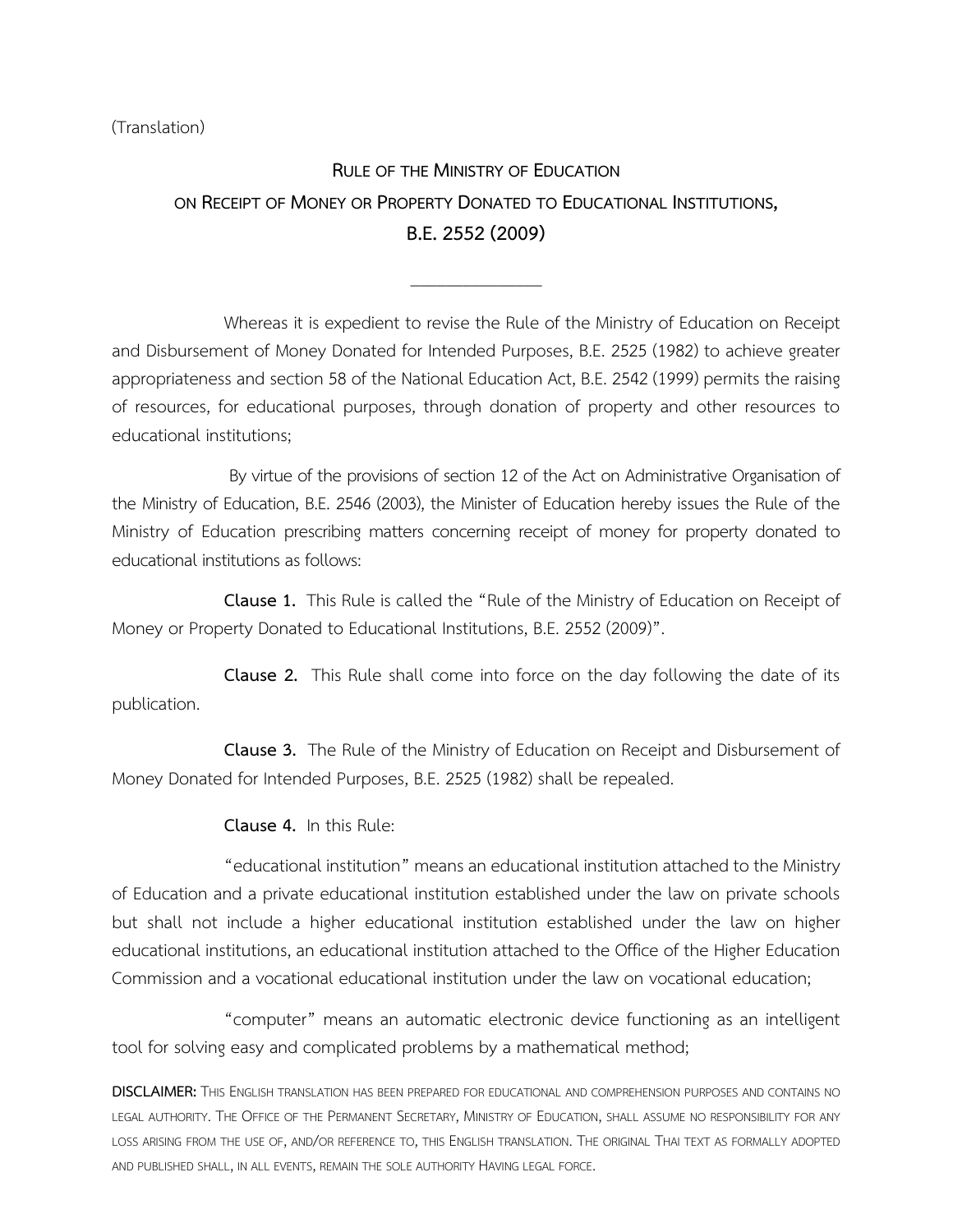(Translation)

# RULE OF THE MINISTRY OF EDUCATION ON RECEIPT OF MONEY OR PROPERTY DONATED TO EDUCATIONAL INSTITUTIONS, B.E. 2552 (2009)

---

Whereas it is expedient to revise the Rule of the Ministry of Education on Receipt and Disbursement of Money Donated for Intended Purposes, B.E. 2525 (1982) to achieve greater appropriateness and section 58 of the National Education Act, B.E. 2542 (1999) permits the raising of resources, for educational purposes, through donation of property and other resources to educational institutions;

By virtue of the provisions of section 12 of the Act on Administrative Organisation of the Ministry of Education, B.E. 2546 (2003), the Minister of Education hereby issues the Rule of the Ministry of Education prescribing matters concerning receipt of money for property donated to educational institutions as follows:

**Clause 1.** This Rule is called the "Rule of the Ministry of Education on Receipt of Money or Property Donated to Educational Institutions, B.E. 2552 (2009)".

**Clause 2.** This Rule shall come into force on the day following the date of its publication.

**Clause 3.** The Rule of the Ministry of Education on Receipt and Disbursement of Money Donated for Intended Purposes, B.E. 2525 (1982) shall be repealed.

**Clause 4.** In this Rule:

"educational institution" means an educational institution attached to the Ministry of Education and a private educational institution established under the law on private schools but shall not include a higher educational institution established under the law on higher educational institutions, an educational institution attached to the Office of the Higher Education Commission and a vocational educational institution under the law on vocational education;

"computer" means an automatic electronic device functioning as an intelligent tool for solving easy and complicated problems by a mathematical method;

**DISCLAIMER:** THIS ENGLISH TRANSLATION HAS BEEN PREPARED FOR EDUCATIONAL AND COMPREHENSION PURPOSES AND CONTAINS NO LEGAL AUTHORITY. THE OFFICE OF THE PERMANENT SECRETARY, MINISTRY OF EDUCATION, SHALL ASSUME NO RESPONSIBILITY FOR ANY LOSS ARISING FROM THE USE OF, AND/OR REFERENCE TO, THIS ENGLISH TRANSLATION. THE ORIGINAL THAI TEXT AS FORMALLY ADOPTED AND PUBLISHED SHALL, IN ALL EVENTS, REMAIN THE SOLE AUTHORITY HAVING LEGAL FORCE.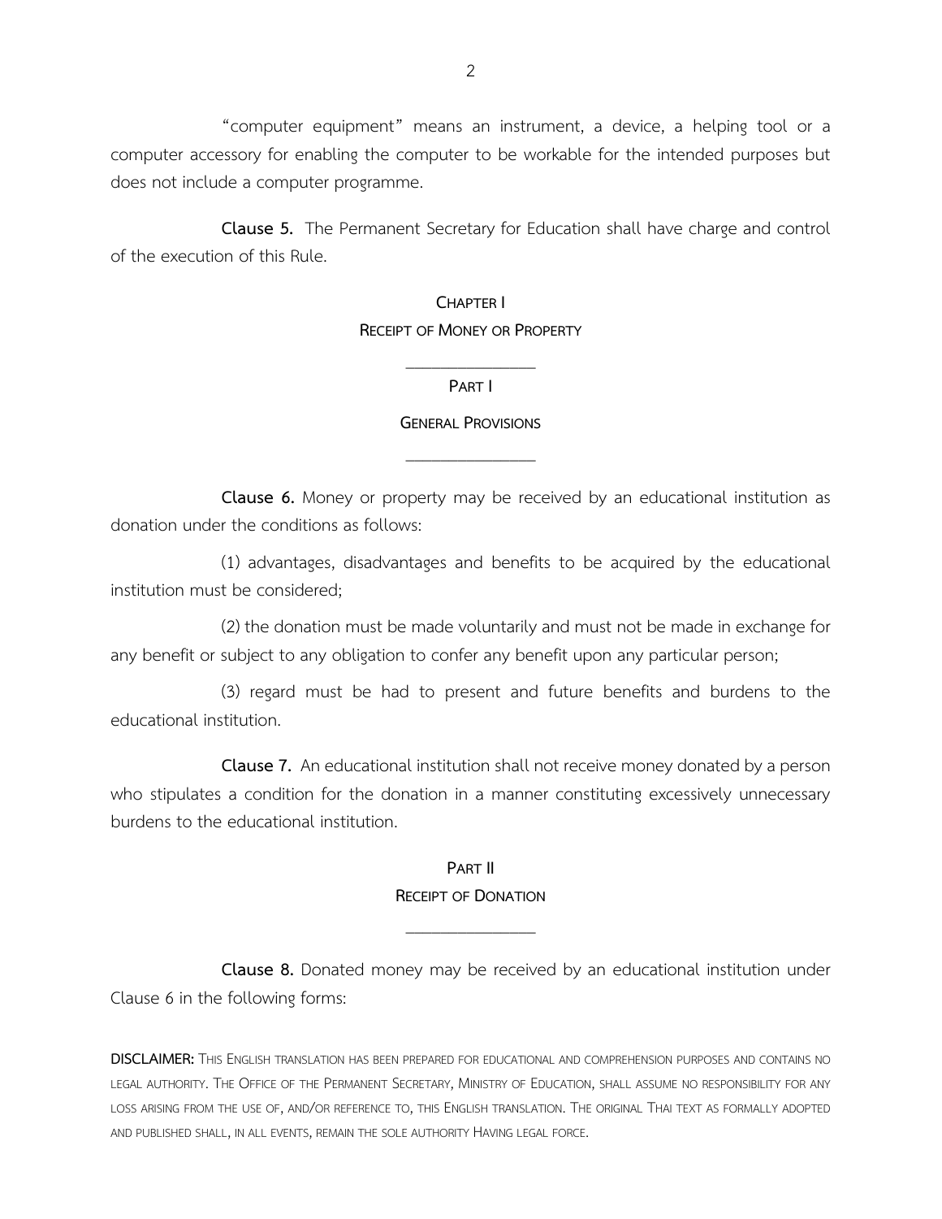"computer equipment" means an instrument, a device, a helping tool or a computer accessory for enabling the computer to be workable for the intended purposes but does not include a computer programme.

**Clause 5.** The Permanent Secretary for Education shall have charge and control of the execution of this Rule.

## CHAPTER I
## RECEIPT OF MONEY OR PROPERTY

### PART I

### GENERAL PROVISIONS

**Clause 6.** Money or property may be received by an educational institution as donation under the conditions as follows:

(1) advantages, disadvantages and benefits to be acquired by the educational institution must be considered;

(2) the donation must be made voluntarily and must not be made in exchange for any benefit or subject to any obligation to confer any benefit upon any particular person;

(3) regard must be had to present and future benefits and burdens to the educational institution.

**Clause 7.** An educational institution shall not receive money donated by a person who stipulates a condition for the donation in a manner constituting excessively unnecessary burdens to the educational institution.

### PART II
### RECEIPT OF DONATION

**Clause 8.** Donated money may be received by an educational institution under Clause 6 in the following forms:

**DISCLAIMER:** THIS ENGLISH TRANSLATION HAS BEEN PREPARED FOR EDUCATIONAL AND COMPREHENSION PURPOSES AND CONTAINS NO LEGAL AUTHORITY. THE OFFICE OF THE PERMANENT SECRETARY, MINISTRY OF EDUCATION, SHALL ASSUME NO RESPONSIBILITY FOR ANY LOSS ARISING FROM THE USE OF, AND/OR REFERENCE TO, THIS ENGLISH TRANSLATION. THE ORIGINAL THAI TEXT AS FORMALLY ADOPTED AND PUBLISHED SHALL, IN ALL EVENTS, REMAIN THE SOLE AUTHORITY HAVING LEGAL FORCE.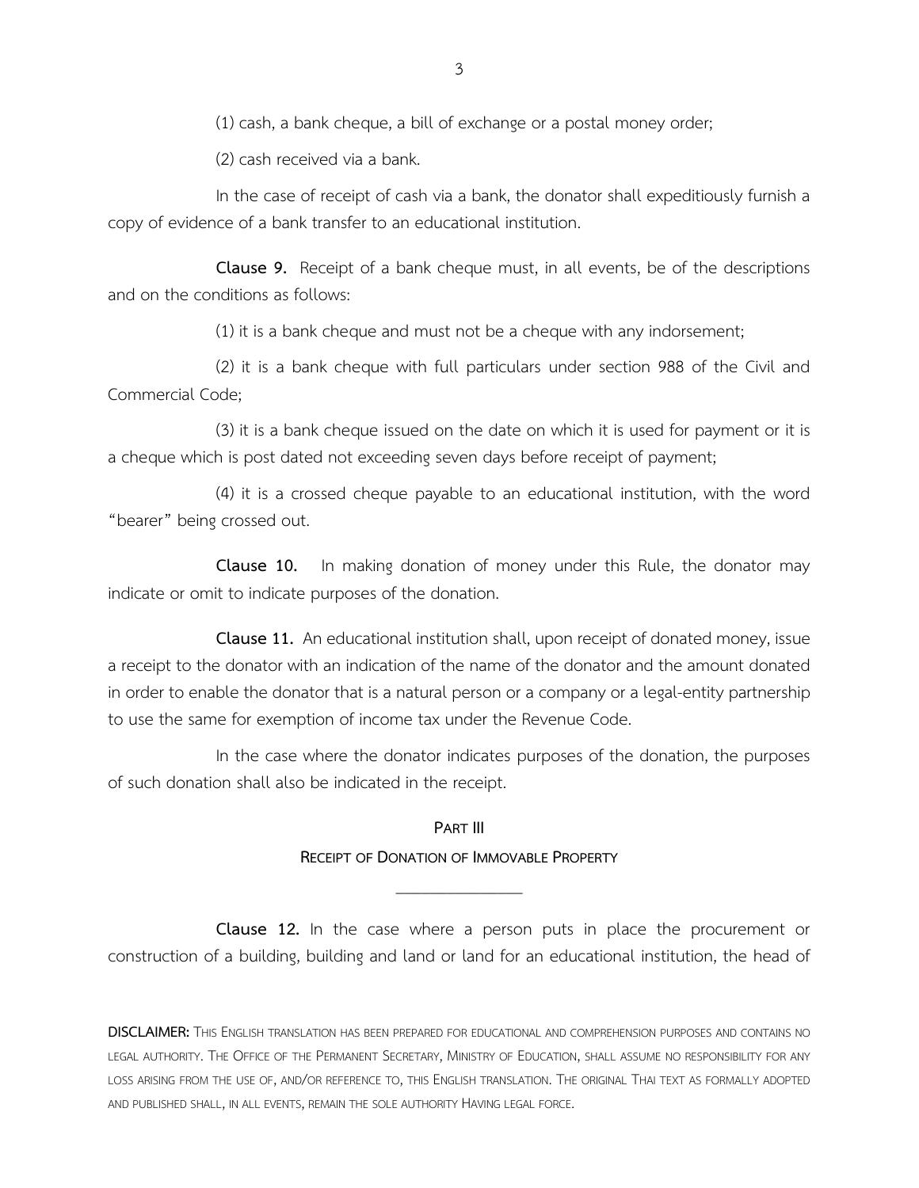(1) cash, a bank cheque, a bill of exchange or a postal money order;

(2) cash received via a bank.

In the case of receipt of cash via a bank, the donator shall expeditiously furnish a copy of evidence of a bank transfer to an educational institution.

**Clause 9.** Receipt of a bank cheque must, in all events, be of the descriptions and on the conditions as follows:

(1) it is a bank cheque and must not be a cheque with any indorsement;

(2) it is a bank cheque with full particulars under section 988 of the Civil and Commercial Code;

(3) it is a bank cheque issued on the date on which it is used for payment or it is a cheque which is post dated not exceeding seven days before receipt of payment;

(4) it is a crossed cheque payable to an educational institution, with the word "bearer" being crossed out.

**Clause 10.** In making donation of money under this Rule, the donator may indicate or omit to indicate purposes of the donation.

**Clause 11.** An educational institution shall, upon receipt of donated money, issue a receipt to the donator with an indication of the name of the donator and the amount donated in order to enable the donator that is a natural person or a company or a legal-entity partnership to use the same for exemption of income tax under the Revenue Code.

In the case where the donator indicates purposes of the donation, the purposes of such donation shall also be indicated in the receipt.

## PART III
## RECEIPT OF DONATION OF IMMOVABLE PROPERTY

---

**Clause 12.** In the case where a person puts in place the procurement or construction of a building, building and land or land for an educational institution, the head of

**DISCLAIMER:** THIS ENGLISH TRANSLATION HAS BEEN PREPARED FOR EDUCATIONAL AND COMPREHENSION PURPOSES AND CONTAINS NO LEGAL AUTHORITY. THE OFFICE OF THE PERMANENT SECRETARY, MINISTRY OF EDUCATION, SHALL ASSUME NO RESPONSIBILITY FOR ANY LOSS ARISING FROM THE USE OF, AND/OR REFERENCE TO, THIS ENGLISH TRANSLATION. THE ORIGINAL THAI TEXT AS FORMALLY ADOPTED AND PUBLISHED SHALL, IN ALL EVENTS, REMAIN THE SOLE AUTHORITY HAVING LEGAL FORCE.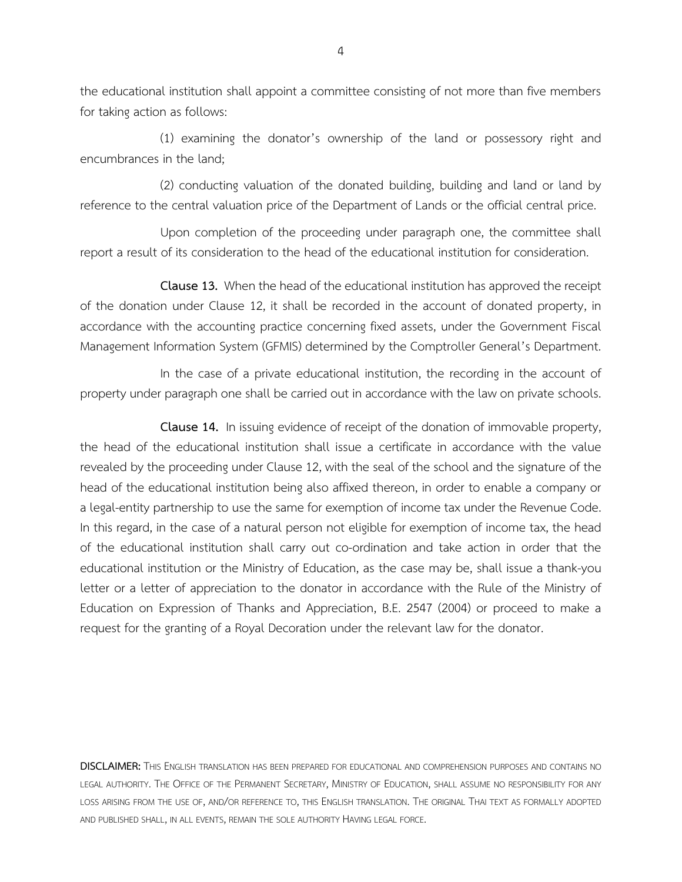the educational institution shall appoint a committee consisting of not more than five members for taking action as follows:

(1) examining the donator's ownership of the land or possessory right and encumbrances in the land;

(2) conducting valuation of the donated building, building and land or land by reference to the central valuation price of the Department of Lands or the official central price.

Upon completion of the proceeding under paragraph one, the committee shall report a result of its consideration to the head of the educational institution for consideration.

**Clause 13.** When the head of the educational institution has approved the receipt of the donation under Clause 12, it shall be recorded in the account of donated property, in accordance with the accounting practice concerning fixed assets, under the Government Fiscal Management Information System (GFMIS) determined by the Comptroller General's Department.

In the case of a private educational institution, the recording in the account of property under paragraph one shall be carried out in accordance with the law on private schools.

**Clause 14.** In issuing evidence of receipt of the donation of immovable property, the head of the educational institution shall issue a certificate in accordance with the value revealed by the proceeding under Clause 12, with the seal of the school and the signature of the head of the educational institution being also affixed thereon, in order to enable a company or a legal-entity partnership to use the same for exemption of income tax under the Revenue Code. In this regard, in the case of a natural person not eligible for exemption of income tax, the head of the educational institution shall carry out co-ordination and take action in order that the educational institution or the Ministry of Education, as the case may be, shall issue a thank-you letter or a letter of appreciation to the donator in accordance with the Rule of the Ministry of Education on Expression of Thanks and Appreciation, B.E. 2547 (2004) or proceed to make a request for the granting of a Royal Decoration under the relevant law for the donator.

**DISCLAIMER:** THIS ENGLISH TRANSLATION HAS BEEN PREPARED FOR EDUCATIONAL AND COMPREHENSION PURPOSES AND CONTAINS NO LEGAL AUTHORITY. THE OFFICE OF THE PERMANENT SECRETARY, MINISTRY OF EDUCATION, SHALL ASSUME NO RESPONSIBILITY FOR ANY LOSS ARISING FROM THE USE OF, AND/OR REFERENCE TO, THIS ENGLISH TRANSLATION. THE ORIGINAL THAI TEXT AS FORMALLY ADOPTED AND PUBLISHED SHALL, IN ALL EVENTS, REMAIN THE SOLE AUTHORITY HAVING LEGAL FORCE.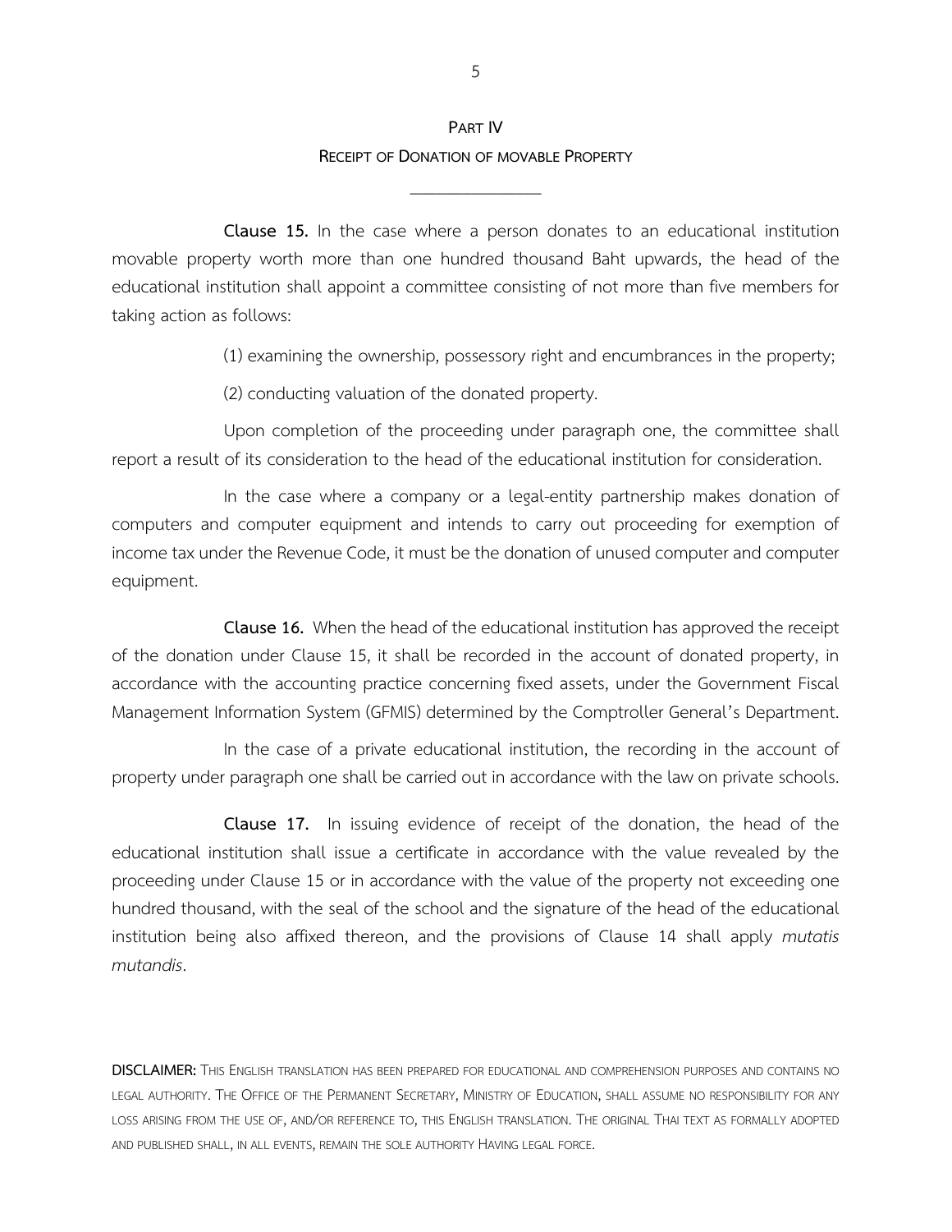## PART IV
### RECEIPT OF DONATION OF MOVABLE PROPERTY

---

**Clause 15.** In the case where a person donates to an educational institution movable property worth more than one hundred thousand Baht upwards, the head of the educational institution shall appoint a committee consisting of not more than five members for taking action as follows:

(1) examining the ownership, possessory right and encumbrances in the property;

(2) conducting valuation of the donated property.

Upon completion of the proceeding under paragraph one, the committee shall report a result of its consideration to the head of the educational institution for consideration.

In the case where a company or a legal-entity partnership makes donation of computers and computer equipment and intends to carry out proceeding for exemption of income tax under the Revenue Code, it must be the donation of unused computer and computer equipment.

**Clause 16.** When the head of the educational institution has approved the receipt of the donation under Clause 15, it shall be recorded in the account of donated property, in accordance with the accounting practice concerning fixed assets, under the Government Fiscal Management Information System (GFMIS) determined by the Comptroller General's Department.

In the case of a private educational institution, the recording in the account of property under paragraph one shall be carried out in accordance with the law on private schools.

**Clause 17.** In issuing evidence of receipt of the donation, the head of the educational institution shall issue a certificate in accordance with the value revealed by the proceeding under Clause 15 or in accordance with the value of the property not exceeding one hundred thousand, with the seal of the school and the signature of the head of the educational institution being also affixed thereon, and the provisions of Clause 14 shall apply *mutatis mutandis*.

**DISCLAIMER:** THIS ENGLISH TRANSLATION HAS BEEN PREPARED FOR EDUCATIONAL AND COMPREHENSION PURPOSES AND CONTAINS NO LEGAL AUTHORITY. THE OFFICE OF THE PERMANENT SECRETARY, MINISTRY OF EDUCATION, SHALL ASSUME NO RESPONSIBILITY FOR ANY LOSS ARISING FROM THE USE OF, AND/OR REFERENCE TO, THIS ENGLISH TRANSLATION. THE ORIGINAL THAI TEXT AS FORMALLY ADOPTED AND PUBLISHED SHALL, IN ALL EVENTS, REMAIN THE SOLE AUTHORITY HAVING LEGAL FORCE.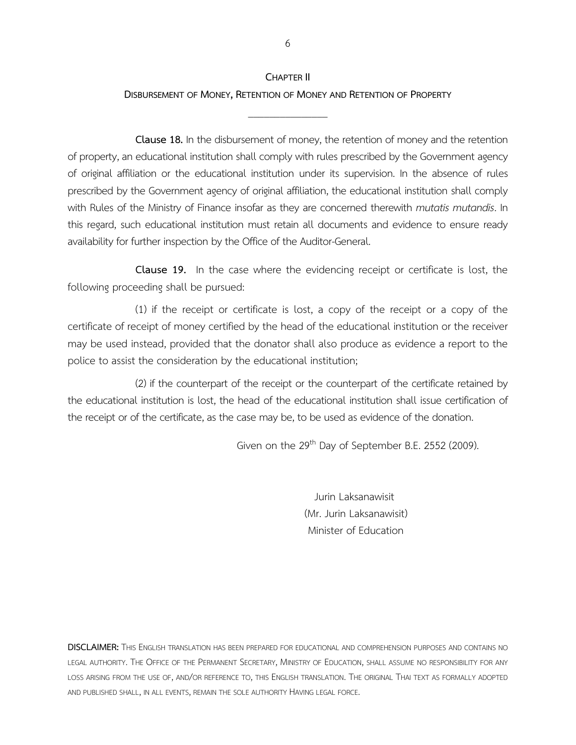## CHAPTER II
### DISBURSEMENT OF MONEY, RETENTION OF MONEY AND RETENTION OF PROPERTY

---

**Clause 18.** In the disbursement of money, the retention of money and the retention of property, an educational institution shall comply with rules prescribed by the Government agency of original affiliation or the educational institution under its supervision. In the absence of rules prescribed by the Government agency of original affiliation, the educational institution shall comply with Rules of the Ministry of Finance insofar as they are concerned therewith *mutatis mutandis*. In this regard, such educational institution must retain all documents and evidence to ensure ready availability for further inspection by the Office of the Auditor-General.

**Clause 19.** In the case where the evidencing receipt or certificate is lost, the following proceeding shall be pursued:

(1) if the receipt or certificate is lost, a copy of the receipt or a copy of the certificate of receipt of money certified by the head of the educational institution or the receiver may be used instead, provided that the donator shall also produce as evidence a report to the police to assist the consideration by the educational institution;

(2) if the counterpart of the receipt or the counterpart of the certificate retained by the educational institution is lost, the head of the educational institution shall issue certification of the receipt or of the certificate, as the case may be, to be used as evidence of the donation.

Given on the 29th Day of September B.E. 2552 (2009).

Jurin Laksanawisit
(Mr. Jurin Laksanawisit)
Minister of Education

**DISCLAIMER:** THIS ENGLISH TRANSLATION HAS BEEN PREPARED FOR EDUCATIONAL AND COMPREHENSION PURPOSES AND CONTAINS NO LEGAL AUTHORITY. THE OFFICE OF THE PERMANENT SECRETARY, MINISTRY OF EDUCATION, SHALL ASSUME NO RESPONSIBILITY FOR ANY LOSS ARISING FROM THE USE OF, AND/OR REFERENCE TO, THIS ENGLISH TRANSLATION. THE ORIGINAL THAI TEXT AS FORMALLY ADOPTED AND PUBLISHED SHALL, IN ALL EVENTS, REMAIN THE SOLE AUTHORITY HAVING LEGAL FORCE.